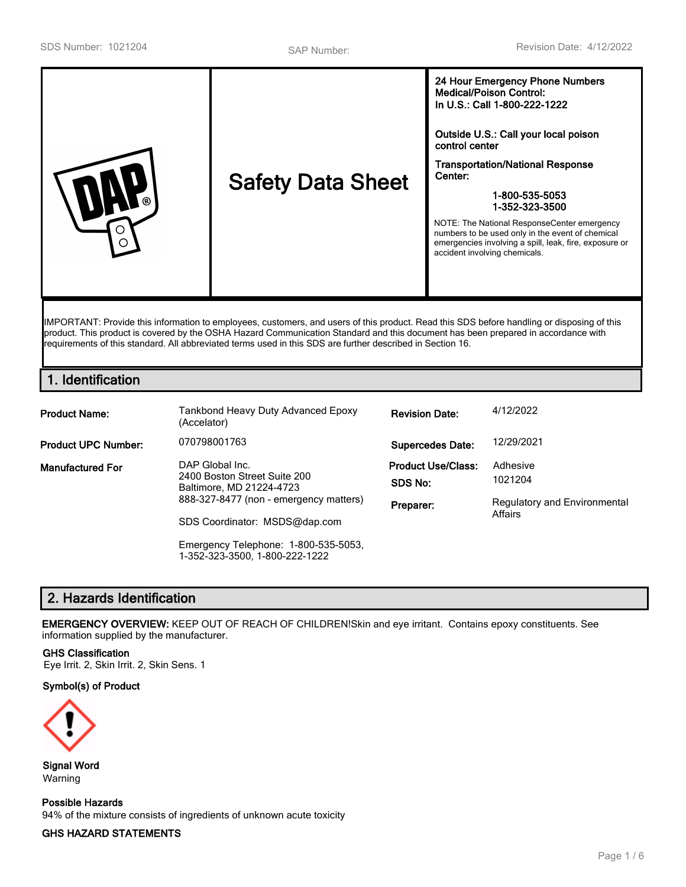SDS Number: 1021204 SAP Number: Revision Date: 4/12/2022

# Safety Data Sheet

**24 Hour Emergency Phone Numbers**
**Medical/Poison Control:**
**In U.S.: Call 1-800-222-1222**

**Outside U.S.: Call your local poison control center**

**Transportation/National Response Center:**

**1-800-535-5053**
**1-352-323-3500**

NOTE: The National ResponseCenter emergency numbers to be used only in the event of chemical emergencies involving a spill, leak, fire, exposure or accident involving chemicals.

IMPORTANT: Provide this information to employees, customers, and users of this product. Read this SDS before handling or disposing of this product. This product is covered by the OSHA Hazard Communication Standard and this document has been prepared in accordance with requirements of this standard. All abbreviated terms used in this SDS are further described in Section 16.

## 1. Identification

| | | | |
|---|---|---|---|
| **Product Name:** | Tankbond Heavy Duty Advanced Epoxy (Accelator) | **Revision Date:** | 4/12/2022 |
| **Product UPC Number:** | 070798001763 | **Supercedes Date:** | 12/29/2021 |
| **Manufactured For** | DAP Global Inc.<br>2400 Boston Street Suite 200<br>Baltimore, MD 21224-4723<br>888-327-8477 (non - emergency matters)<br><br>SDS Coordinator: MSDS@dap.com<br><br>Emergency Telephone: 1-800-535-5053, 1-352-323-3500, 1-800-222-1222 | **Product Use/Class:**<br>**SDS No:**<br>**Preparer:** | Adhesive<br>1021204<br>Regulatory and Environmental Affairs |

## 2. Hazards Identification

**EMERGENCY OVERVIEW:** KEEP OUT OF REACH OF CHILDREN!Skin and eye irritant. Contains epoxy constituents. See information supplied by the manufacturer.

**GHS Classification**
Eye Irrit. 2, Skin Irrit. 2, Skin Sens. 1

**Symbol(s) of Product**

**Signal Word**
Warning

**Possible Hazards**
94% of the mixture consists of ingredients of unknown acute toxicity

**GHS HAZARD STATEMENTS**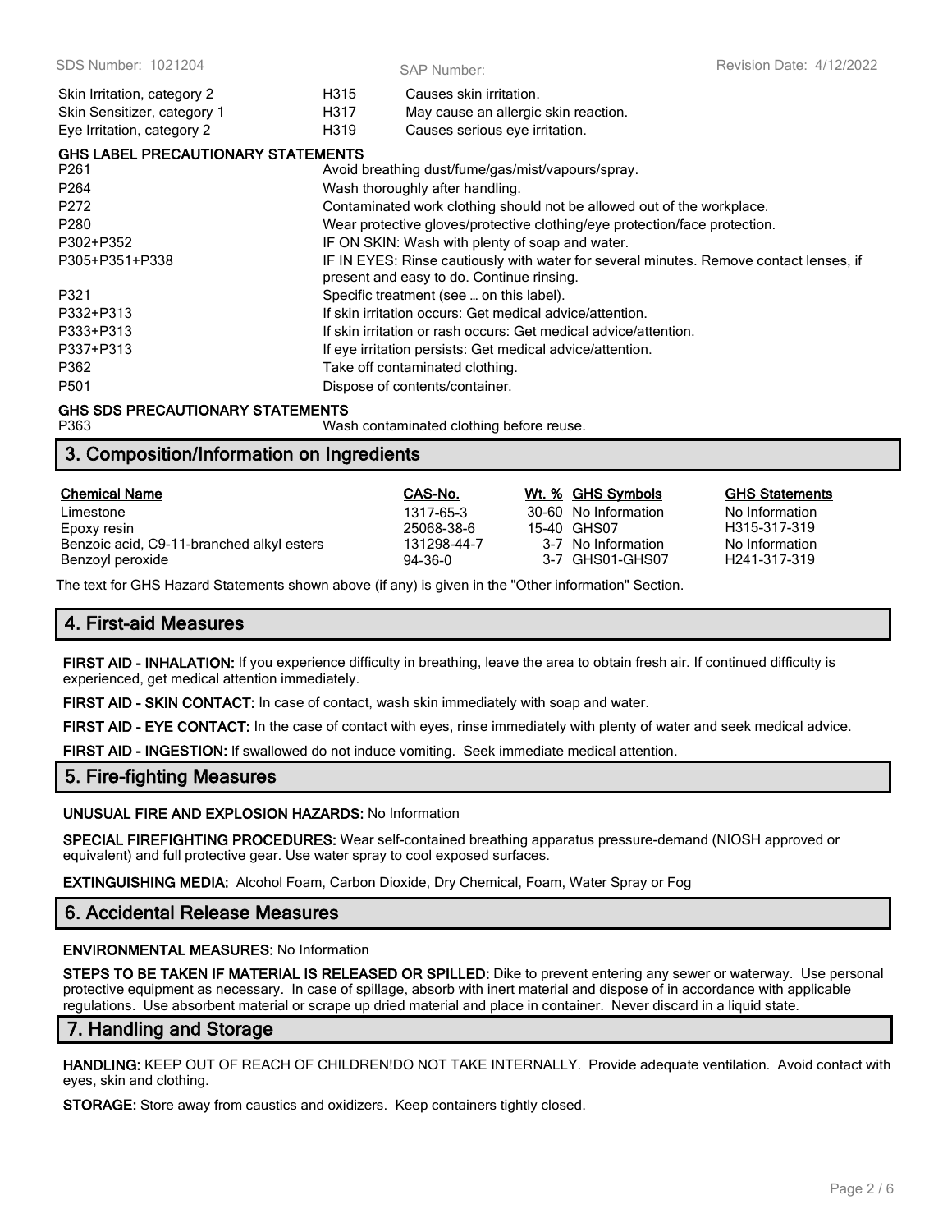| | | |
|---|---|---|
| Skin Irritation, category 2 | H315 | Causes skin irritation. |
| Skin Sensitizer, category 1 | H317 | May cause an allergic skin reaction. |
| Eye Irritation, category 2 | H319 | Causes serious eye irritation. |

**GHS LABEL PRECAUTIONARY STATEMENTS**

| | |
|---|---|
| P261 | Avoid breathing dust/fume/gas/mist/vapours/spray. |
| P264 | Wash thoroughly after handling. |
| P272 | Contaminated work clothing should not be allowed out of the workplace. |
| P280 | Wear protective gloves/protective clothing/eye protection/face protection. |
| P302+P352 | IF ON SKIN: Wash with plenty of soap and water. |
| P305+P351+P338 | IF IN EYES: Rinse cautiously with water for several minutes. Remove contact lenses, if present and easy to do. Continue rinsing. |
| P321 | Specific treatment (see … on this label). |
| P332+P313 | If skin irritation occurs: Get medical advice/attention. |
| P333+P313 | If skin irritation or rash occurs: Get medical advice/attention. |
| P337+P313 | If eye irritation persists: Get medical advice/attention. |
| P362 | Take off contaminated clothing. |
| P501 | Dispose of contents/container. |

**GHS SDS PRECAUTIONARY STATEMENTS**

| | |
|---|---|
| P363 | Wash contaminated clothing before reuse. |

## 3. Composition/Information on Ingredients

| Chemical Name | CAS-No. | Wt. % | GHS Symbols | GHS Statements |
|---|---|---|---|---|
| Limestone | 1317-65-3 | 30-60 | No Information | No Information |
| Epoxy resin | 25068-38-6 | 15-40 | GHS07 | H315-317-319 |
| Benzoic acid, C9-11-branched alkyl esters | 131298-44-7 | 3-7 | No Information | No Information |
| Benzoyl peroxide | 94-36-0 | 3-7 | GHS01-GHS07 | H241-317-319 |

The text for GHS Hazard Statements shown above (if any) is given in the "Other information" Section.

## 4. First-aid Measures

**FIRST AID - INHALATION:** If you experience difficulty in breathing, leave the area to obtain fresh air. If continued difficulty is experienced, get medical attention immediately.

**FIRST AID - SKIN CONTACT:** In case of contact, wash skin immediately with soap and water.

**FIRST AID - EYE CONTACT:** In the case of contact with eyes, rinse immediately with plenty of water and seek medical advice.

**FIRST AID - INGESTION:** If swallowed do not induce vomiting. Seek immediate medical attention.

## 5. Fire-fighting Measures

**UNUSUAL FIRE AND EXPLOSION HAZARDS:** No Information

**SPECIAL FIREFIGHTING PROCEDURES:** Wear self-contained breathing apparatus pressure-demand (NIOSH approved or equivalent) and full protective gear. Use water spray to cool exposed surfaces.

**EXTINGUISHING MEDIA:** Alcohol Foam, Carbon Dioxide, Dry Chemical, Foam, Water Spray or Fog

## 6. Accidental Release Measures

**ENVIRONMENTAL MEASURES:** No Information

**STEPS TO BE TAKEN IF MATERIAL IS RELEASED OR SPILLED:** Dike to prevent entering any sewer or waterway. Use personal protective equipment as necessary. In case of spillage, absorb with inert material and dispose of in accordance with applicable regulations. Use absorbent material or scrape up dried material and place in container. Never discard in a liquid state.

## 7. Handling and Storage

**HANDLING:** KEEP OUT OF REACH OF CHILDREN!DO NOT TAKE INTERNALLY. Provide adequate ventilation. Avoid contact with eyes, skin and clothing.

**STORAGE:** Store away from caustics and oxidizers. Keep containers tightly closed.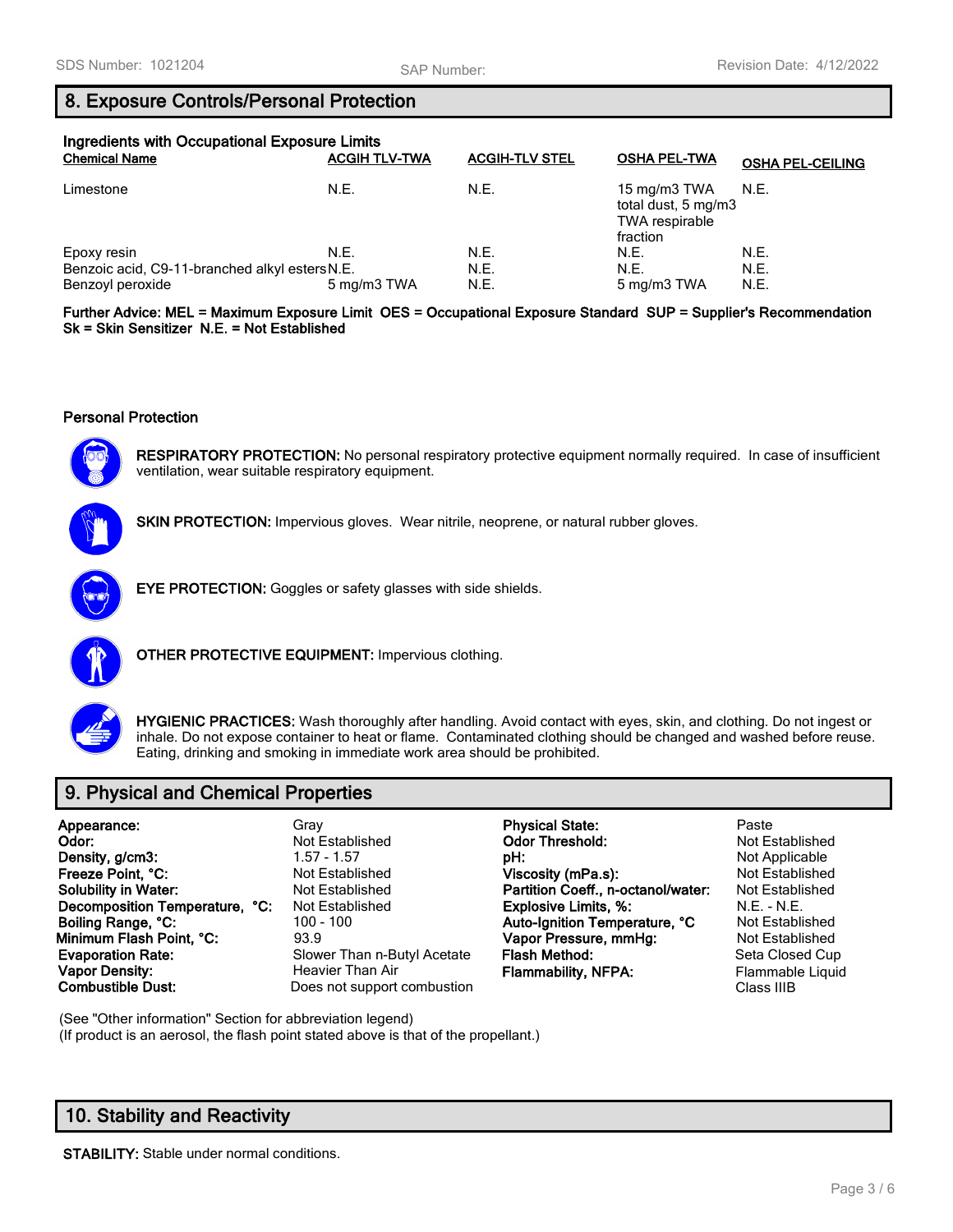SDS Number: 1021204 | SAP Number: | Revision Date: 4/12/2022

## 8. Exposure Controls/Personal Protection

### Ingredients with Occupational Exposure Limits

| Chemical Name | ACGIH TLV-TWA | ACGIH-TLV STEL | OSHA PEL-TWA | OSHA PEL-CEILING |
|---|---|---|---|---|
| Limestone | N.E. | N.E. | 15 mg/m3 TWA total dust, 5 mg/m3 TWA respirable fraction | N.E. |
| Epoxy resin | N.E. | N.E. | N.E. | N.E. |
| Benzoic acid, C9-11-branched alkyl esters | N.E. | N.E. | N.E. | N.E. |
| Benzoyl peroxide | 5 mg/m3 TWA | N.E. | 5 mg/m3 TWA | N.E. |

**Further Advice: MEL = Maximum Exposure Limit OES = Occupational Exposure Standard SUP = Supplier's Recommendation Sk = Skin Sensitizer N.E. = Not Established**

### Personal Protection

**RESPIRATORY PROTECTION:** No personal respiratory protective equipment normally required. In case of insufficient ventilation, wear suitable respiratory equipment.

**SKIN PROTECTION:** Impervious gloves. Wear nitrile, neoprene, or natural rubber gloves.

**EYE PROTECTION:** Goggles or safety glasses with side shields.

**OTHER PROTECTIVE EQUIPMENT:** Impervious clothing.

**HYGIENIC PRACTICES:** Wash thoroughly after handling. Avoid contact with eyes, skin, and clothing. Do not ingest or inhale. Do not expose container to heat or flame. Contaminated clothing should be changed and washed before reuse. Eating, drinking and smoking in immediate work area should be prohibited.

## 9. Physical and Chemical Properties

| Property | Value | Property | Value |
|---|---|---|---|
| **Appearance:** | Gray | **Physical State:** | Paste |
| **Odor:** | Not Established | **Odor Threshold:** | Not Established |
| **Density, g/cm3:** | 1.57 - 1.57 | **pH:** | Not Applicable |
| **Freeze Point, °C:** | Not Established | **Viscosity (mPa.s):** | Not Established |
| **Solubility in Water:** | Not Established | **Partition Coeff., n-octanol/water:** | Not Established |
| **Decomposition Temperature, °C:** | Not Established | **Explosive Limits, %:** | N.E. - N.E. |
| **Boiling Range, °C:** | 100 - 100 | **Auto-Ignition Temperature, °C** | Not Established |
| **Minimum Flash Point, °C:** | 93.9 | **Vapor Pressure, mmHg:** | Not Established |
| **Evaporation Rate:** | Slower Than n-Butyl Acetate | **Flash Method:** | Seta Closed Cup |
| **Vapor Density:** | Heavier Than Air | **Flammability, NFPA:** | Flammable Liquid Class IIIB |
| **Combustible Dust:** | Does not support combustion | | |

(See "Other information" Section for abbreviation legend)
(If product is an aerosol, the flash point stated above is that of the propellant.)

## 10. Stability and Reactivity

**STABILITY:** Stable under normal conditions.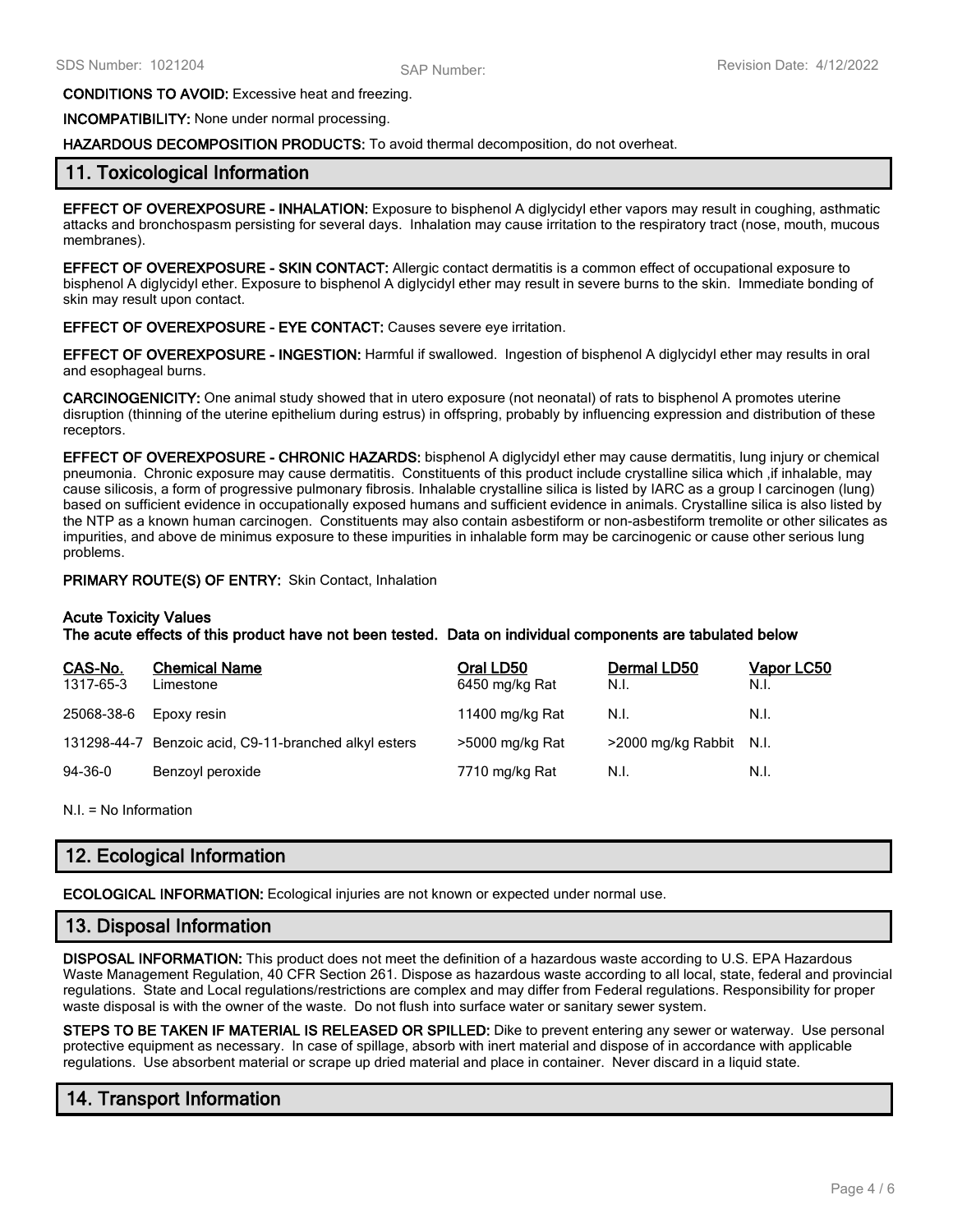**CONDITIONS TO AVOID:** Excessive heat and freezing.

**INCOMPATIBILITY:** None under normal processing.

**HAZARDOUS DECOMPOSITION PRODUCTS:** To avoid thermal decomposition, do not overheat.

## 11. Toxicological Information

**EFFECT OF OVEREXPOSURE - INHALATION:** Exposure to bisphenol A diglycidyl ether vapors may result in coughing, asthmatic attacks and bronchospasm persisting for several days. Inhalation may cause irritation to the respiratory tract (nose, mouth, mucous membranes).

**EFFECT OF OVEREXPOSURE - SKIN CONTACT:** Allergic contact dermatitis is a common effect of occupational exposure to bisphenol A diglycidyl ether. Exposure to bisphenol A diglycidyl ether may result in severe burns to the skin. Immediate bonding of skin may result upon contact.

**EFFECT OF OVEREXPOSURE - EYE CONTACT:** Causes severe eye irritation.

**EFFECT OF OVEREXPOSURE - INGESTION:** Harmful if swallowed. Ingestion of bisphenol A diglycidyl ether may results in oral and esophageal burns.

**CARCINOGENICITY:** One animal study showed that in utero exposure (not neonatal) of rats to bisphenol A promotes uterine disruption (thinning of the uterine epithelium during estrus) in offspring, probably by influencing expression and distribution of these receptors.

**EFFECT OF OVEREXPOSURE - CHRONIC HAZARDS:** bisphenol A diglycidyl ether may cause dermatitis, lung injury or chemical pneumonia. Chronic exposure may cause dermatitis. Constituents of this product include crystalline silica which ,if inhalable, may cause silicosis, a form of progressive pulmonary fibrosis. Inhalable crystalline silica is listed by IARC as a group I carcinogen (lung) based on sufficient evidence in occupationally exposed humans and sufficient evidence in animals. Crystalline silica is also listed by the NTP as a known human carcinogen. Constituents may also contain asbestiform or non-asbestiform tremolite or other silicates as impurities, and above de minimus exposure to these impurities in inhalable form may be carcinogenic or cause other serious lung problems.

**PRIMARY ROUTE(S) OF ENTRY:** Skin Contact, Inhalation

**Acute Toxicity Values**
**The acute effects of this product have not been tested. Data on individual components are tabulated below**

| CAS-No. | Chemical Name | Oral LD50 | Dermal LD50 | Vapor LC50 |
|---|---|---|---|---|
| 1317-65-3 | Limestone | 6450 mg/kg Rat | N.I. | N.I. |
| 25068-38-6 | Epoxy resin | 11400 mg/kg Rat | N.I. | N.I. |
| 131298-44-7 | Benzoic acid, C9-11-branched alkyl esters | >5000 mg/kg Rat | >2000 mg/kg Rabbit | N.I. |
| 94-36-0 | Benzoyl peroxide | 7710 mg/kg Rat | N.I. | N.I. |

N.I. = No Information

## 12. Ecological Information

**ECOLOGICAL INFORMATION:** Ecological injuries are not known or expected under normal use.

## 13. Disposal Information

**DISPOSAL INFORMATION:** This product does not meet the definition of a hazardous waste according to U.S. EPA Hazardous Waste Management Regulation, 40 CFR Section 261. Dispose as hazardous waste according to all local, state, federal and provincial regulations. State and Local regulations/restrictions are complex and may differ from Federal regulations. Responsibility for proper waste disposal is with the owner of the waste. Do not flush into surface water or sanitary sewer system.

**STEPS TO BE TAKEN IF MATERIAL IS RELEASED OR SPILLED:** Dike to prevent entering any sewer or waterway. Use personal protective equipment as necessary. In case of spillage, absorb with inert material and dispose of in accordance with applicable regulations. Use absorbent material or scrape up dried material and place in container. Never discard in a liquid state.

## 14. Transport Information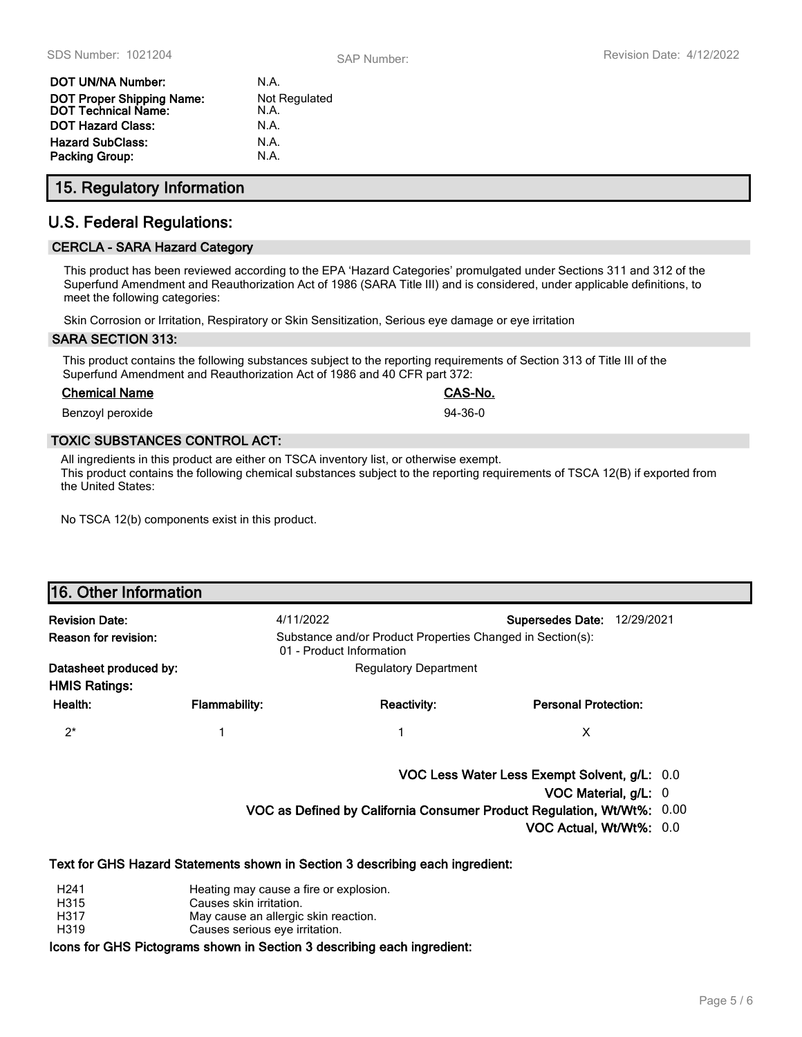| | |
|---|---|
| **DOT UN/NA Number:** | N.A. |
| **DOT Proper Shipping Name:** | Not Regulated |
| **DOT Technical Name:** | N.A. |
| **DOT Hazard Class:** | N.A. |
| **Hazard SubClass:** | N.A. |
| **Packing Group:** | N.A. |

## 15. Regulatory Information

## U.S. Federal Regulations:

### CERCLA - SARA Hazard Category

This product has been reviewed according to the EPA 'Hazard Categories' promulgated under Sections 311 and 312 of the Superfund Amendment and Reauthorization Act of 1986 (SARA Title III) and is considered, under applicable definitions, to meet the following categories:

Skin Corrosion or Irritation, Respiratory or Skin Sensitization, Serious eye damage or eye irritation

### SARA SECTION 313:

This product contains the following substances subject to the reporting requirements of Section 313 of Title III of the Superfund Amendment and Reauthorization Act of 1986 and 40 CFR part 372:

| Chemical Name | CAS-No. |
|---|---|
| Benzoyl peroxide | 94-36-0 |

### TOXIC SUBSTANCES CONTROL ACT:

All ingredients in this product are either on TSCA inventory list, or otherwise exempt.
This product contains the following chemical substances subject to the reporting requirements of TSCA 12(B) if exported from the United States:

No TSCA 12(b) components exist in this product.

## 16. Other Information

**Revision Date:** 4/11/2022 **Supersedes Date:** 12/29/2021

**Reason for revision:** Substance and/or Product Properties Changed in Section(s):
01 - Product Information

**Datasheet produced by:** Regulatory Department

**HMIS Ratings:**

| Health: | Flammability: | Reactivity: | Personal Protection: |
|---|---|---|---|
| 2* | 1 | 1 | X |

**VOC Less Water Less Exempt Solvent, g/L:** 0.0

**VOC Material, g/L:** 0

**VOC as Defined by California Consumer Product Regulation, Wt/Wt%:** 0.00

**VOC Actual, Wt/Wt%:** 0.0

**Text for GHS Hazard Statements shown in Section 3 describing each ingredient:**

| | |
|---|---|
| H241 | Heating may cause a fire or explosion. |
| H315 | Causes skin irritation. |
| H317 | May cause an allergic skin reaction. |
| H319 | Causes serious eye irritation. |

**Icons for GHS Pictograms shown in Section 3 describing each ingredient:**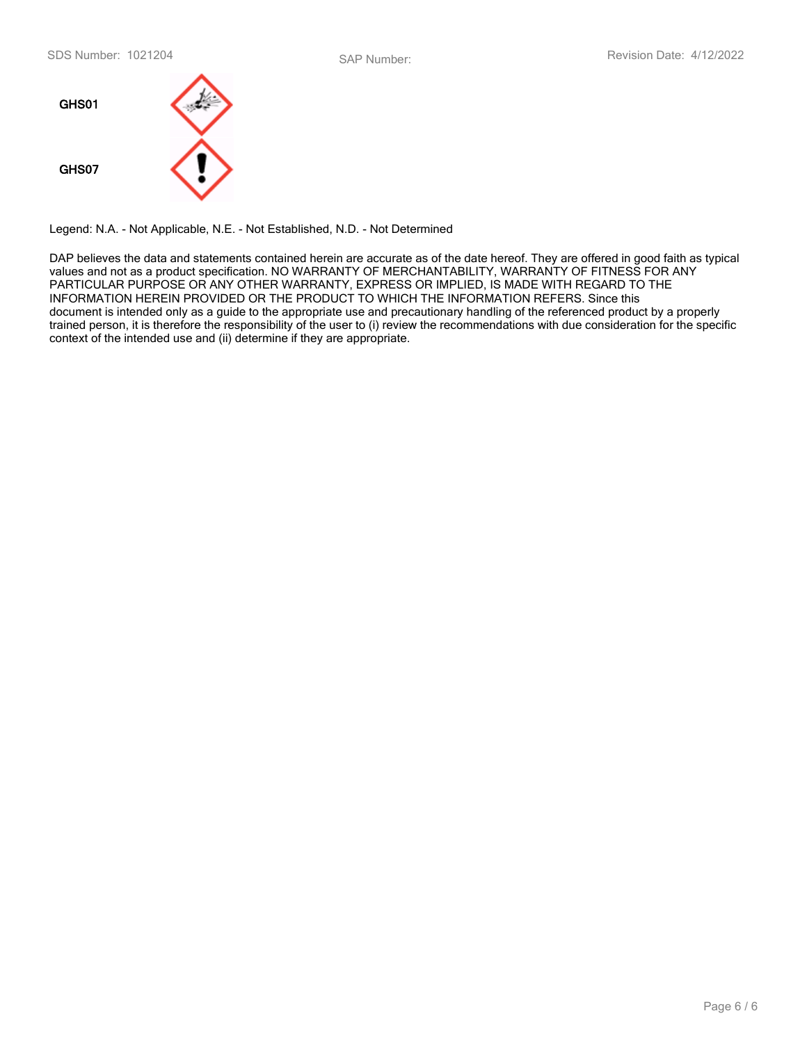GHS01

GHS07

Legend: N.A. - Not Applicable, N.E. - Not Established, N.D. - Not Determined

DAP believes the data and statements contained herein are accurate as of the date hereof. They are offered in good faith as typical values and not as a product specification. NO WARRANTY OF MERCHANTABILITY, WARRANTY OF FITNESS FOR ANY PARTICULAR PURPOSE OR ANY OTHER WARRANTY, EXPRESS OR IMPLIED, IS MADE WITH REGARD TO THE INFORMATION HEREIN PROVIDED OR THE PRODUCT TO WHICH THE INFORMATION REFERS. Since this document is intended only as a guide to the appropriate use and precautionary handling of the referenced product by a properly trained person, it is therefore the responsibility of the user to (i) review the recommendations with due consideration for the specific context of the intended use and (ii) determine if they are appropriate.